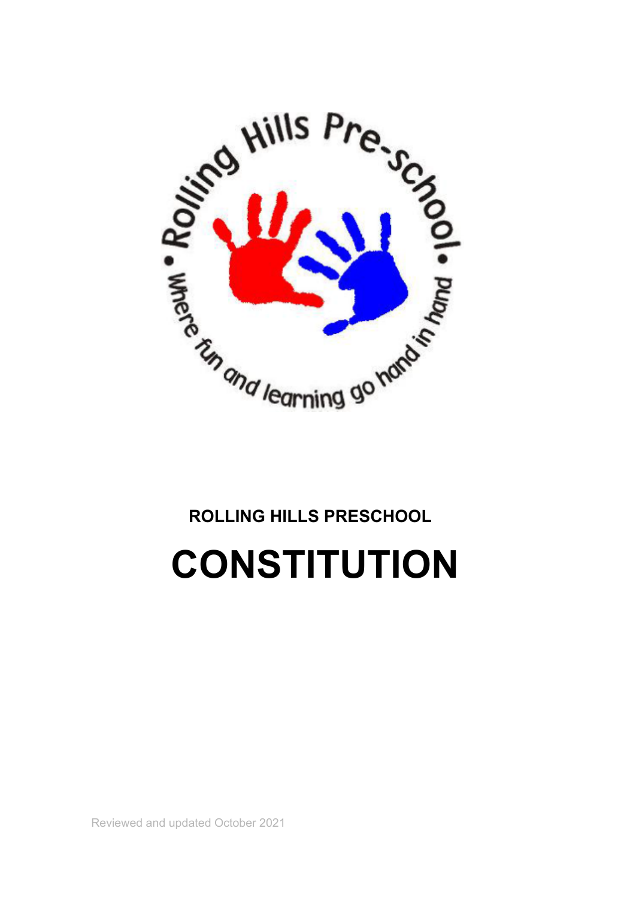ROLLING HILLS PRESCHOOL

# CONSTITUTION

Reviewed and updated October 2021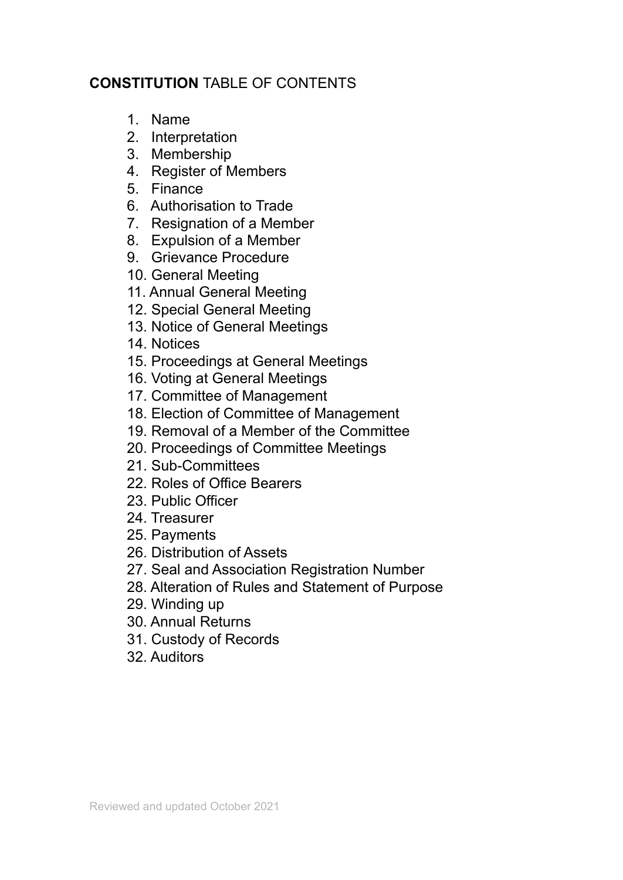**CONSTITUTION** TABLE OF CONTENTS

1. Name
2. Interpretation
3. Membership
4. Register of Members
5. Finance
6. Authorisation to Trade
7. Resignation of a Member
8. Expulsion of a Member
9. Grievance Procedure
10. General Meeting
11. Annual General Meeting
12. Special General Meeting
13. Notice of General Meetings
14. Notices
15. Proceedings at General Meetings
16. Voting at General Meetings
17. Committee of Management
18. Election of Committee of Management
19. Removal of a Member of the Committee
20. Proceedings of Committee Meetings
21. Sub-Committees
22. Roles of Office Bearers
23. Public Officer
24. Treasurer
25. Payments
26. Distribution of Assets
27. Seal and Association Registration Number
28. Alteration of Rules and Statement of Purpose
29. Winding up
30. Annual Returns
31. Custody of Records
32. Auditors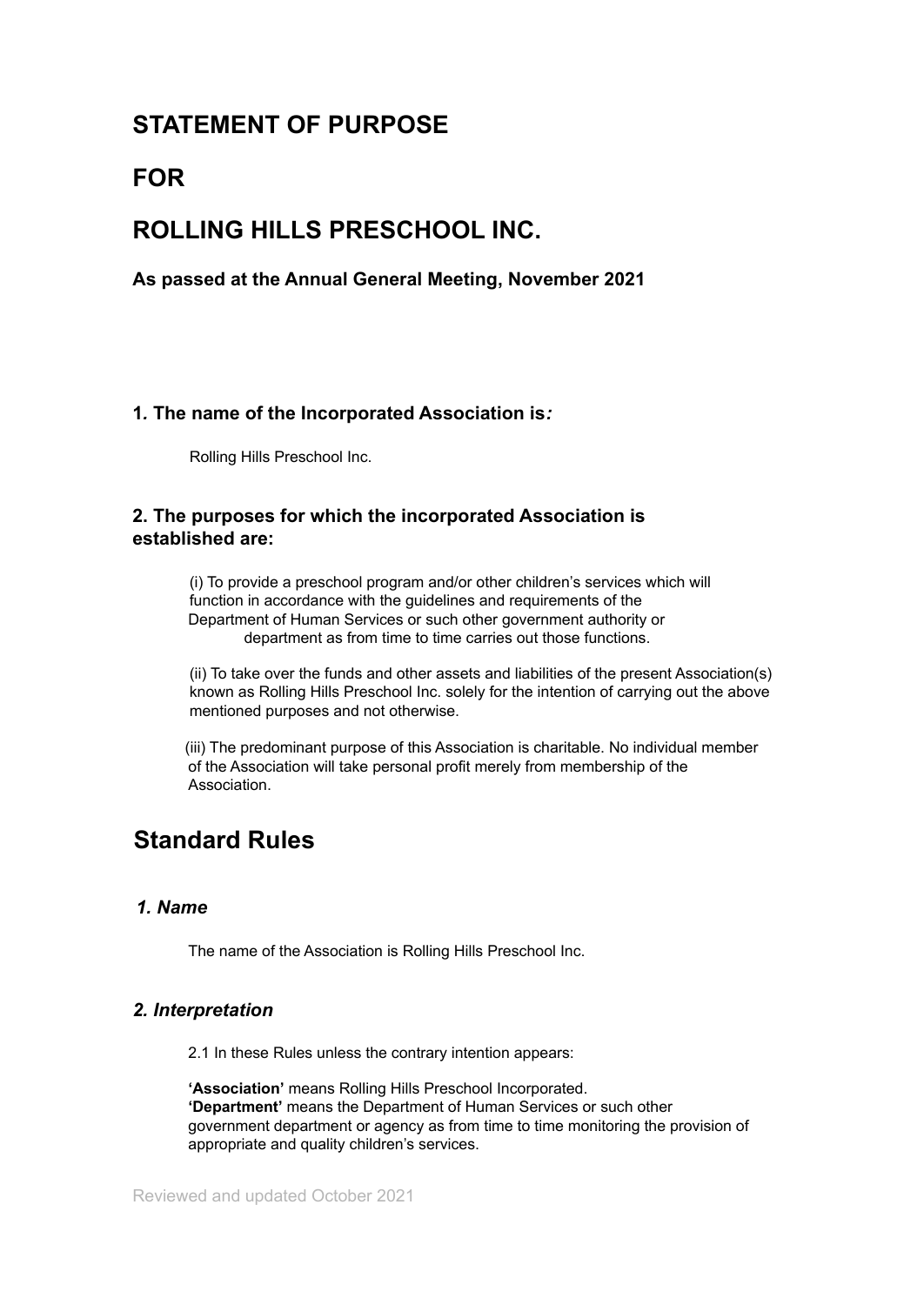# STATEMENT OF PURPOSE

# FOR

# ROLLING HILLS PRESCHOOL INC.

**As passed at the Annual General Meeting, November 2021**

### 1. The name of the Incorporated Association is*:*

Rolling Hills Preschool Inc.

### 2. The purposes for which the incorporated Association is established are:

(i) To provide a preschool program and/or other children's services which will function in accordance with the guidelines and requirements of the Department of Human Services or such other government authority or department as from time to time carries out those functions.

(ii) To take over the funds and other assets and liabilities of the present Association(s) known as Rolling Hills Preschool Inc. solely for the intention of carrying out the above mentioned purposes and not otherwise.

(iii) The predominant purpose of this Association is charitable. No individual member of the Association will take personal profit merely from membership of the Association.

# Standard Rules

### *1. Name*

The name of the Association is Rolling Hills Preschool Inc.

### *2. Interpretation*

2.1 In these Rules unless the contrary intention appears:

**'Association'** means Rolling Hills Preschool Incorporated.
**'Department'** means the Department of Human Services or such other government department or agency as from time to time monitoring the provision of appropriate and quality children's services.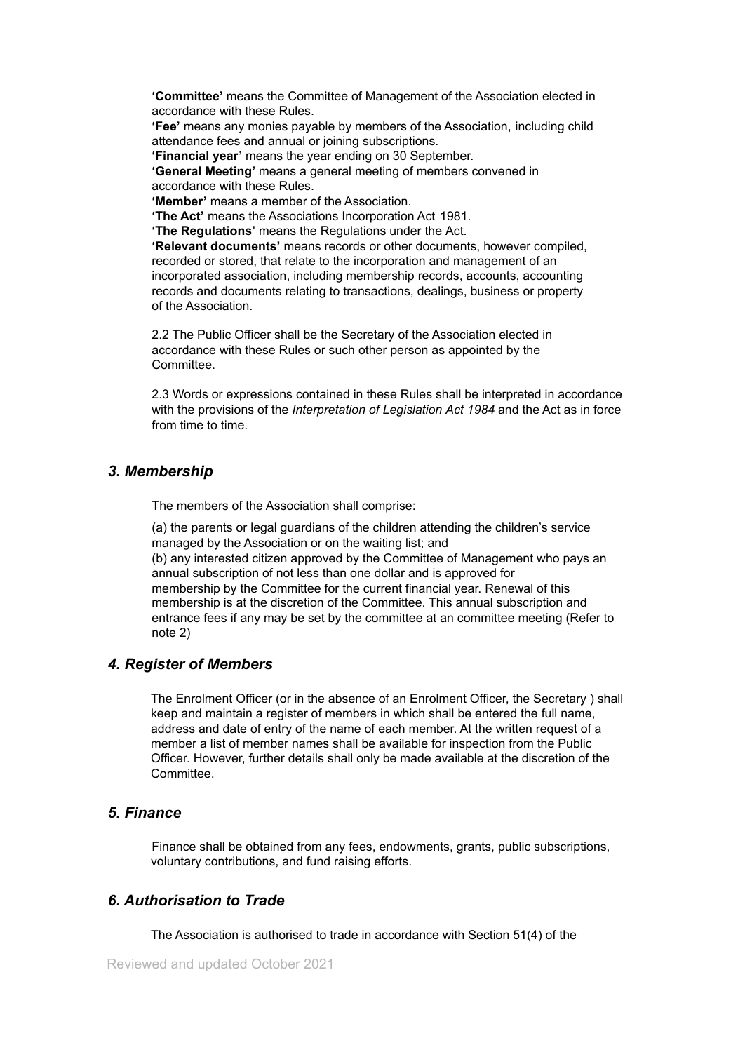**'Committee'** means the Committee of Management of the Association elected in accordance with these Rules.
**'Fee'** means any monies payable by members of the Association, including child attendance fees and annual or joining subscriptions.
**'Financial year'** means the year ending on 30 September.
**'General Meeting'** means a general meeting of members convened in accordance with these Rules.
**'Member'** means a member of the Association.
**'The Act'** means the Associations Incorporation Act 1981.
**'The Regulations'** means the Regulations under the Act.
**'Relevant documents'** means records or other documents, however compiled, recorded or stored, that relate to the incorporation and management of an incorporated association, including membership records, accounts, accounting records and documents relating to transactions, dealings, business or property of the Association.

2.2 The Public Officer shall be the Secretary of the Association elected in accordance with these Rules or such other person as appointed by the Committee.

2.3 Words or expressions contained in these Rules shall be interpreted in accordance with the provisions of the *Interpretation of Legislation Act 1984* and the Act as in force from time to time.

### *3. Membership*

The members of the Association shall comprise:

(a) the parents or legal guardians of the children attending the children's service managed by the Association or on the waiting list; and
(b) any interested citizen approved by the Committee of Management who pays an annual subscription of not less than one dollar and is approved for membership by the Committee for the current financial year. Renewal of this membership is at the discretion of the Committee. This annual subscription and entrance fees if any may be set by the committee at an committee meeting (Refer to note 2)

### *4. Register of Members*

The Enrolment Officer (or in the absence of an Enrolment Officer, the Secretary ) shall keep and maintain a register of members in which shall be entered the full name, address and date of entry of the name of each member. At the written request of a member a list of member names shall be available for inspection from the Public Officer. However, further details shall only be made available at the discretion of the Committee.

### *5. Finance*

Finance shall be obtained from any fees, endowments, grants, public subscriptions, voluntary contributions, and fund raising efforts.

### *6. Authorisation to Trade*

The Association is authorised to trade in accordance with Section 51(4) of the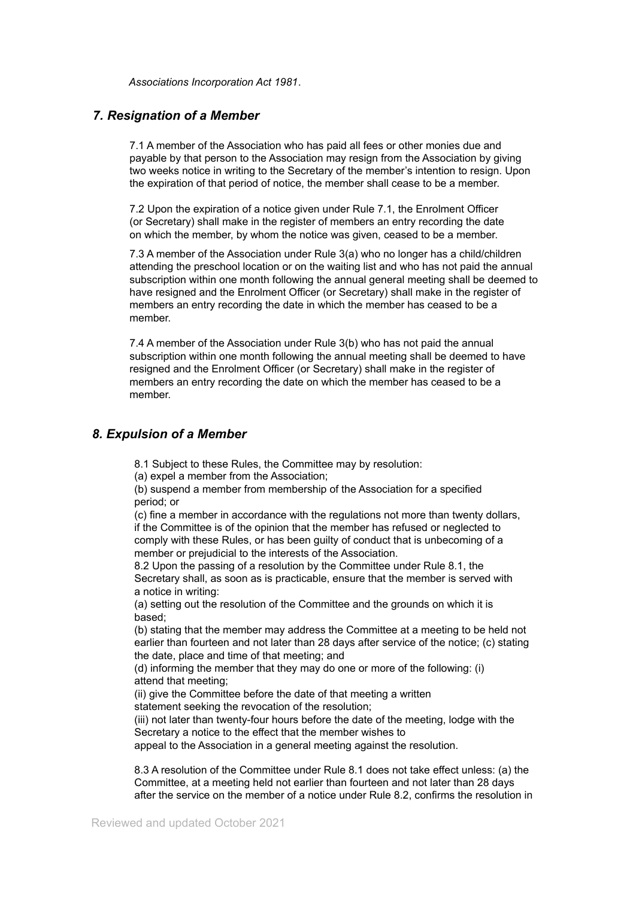*Associations Incorporation Act 1981*.

## *7. Resignation of a Member*

7.1 A member of the Association who has paid all fees or other monies due and payable by that person to the Association may resign from the Association by giving two weeks notice in writing to the Secretary of the member's intention to resign. Upon the expiration of that period of notice, the member shall cease to be a member.

7.2 Upon the expiration of a notice given under Rule 7.1, the Enrolment Officer (or Secretary) shall make in the register of members an entry recording the date on which the member, by whom the notice was given, ceased to be a member.

7.3 A member of the Association under Rule 3(a) who no longer has a child/children attending the preschool location or on the waiting list and who has not paid the annual subscription within one month following the annual general meeting shall be deemed to have resigned and the Enrolment Officer (or Secretary) shall make in the register of members an entry recording the date in which the member has ceased to be a member.

7.4 A member of the Association under Rule 3(b) who has not paid the annual subscription within one month following the annual meeting shall be deemed to have resigned and the Enrolment Officer (or Secretary) shall make in the register of members an entry recording the date on which the member has ceased to be a member.

## *8. Expulsion of a Member*

8.1 Subject to these Rules, the Committee may by resolution:
(a) expel a member from the Association;
(b) suspend a member from membership of the Association for a specified period; or
(c) fine a member in accordance with the regulations not more than twenty dollars,
if the Committee is of the opinion that the member has refused or neglected to comply with these Rules, or has been guilty of conduct that is unbecoming of a member or prejudicial to the interests of the Association.
8.2 Upon the passing of a resolution by the Committee under Rule 8.1, the Secretary shall, as soon as is practicable, ensure that the member is served with a notice in writing:
(a) setting out the resolution of the Committee and the grounds on which it is based;
(b) stating that the member may address the Committee at a meeting to be held not earlier than fourteen and not later than 28 days after service of the notice; (c) stating the date, place and time of that meeting; and
(d) informing the member that they may do one or more of the following: (i) attend that meeting;
(ii) give the Committee before the date of that meeting a written statement seeking the revocation of the resolution;
(iii) not later than twenty-four hours before the date of the meeting, lodge with the Secretary a notice to the effect that the member wishes to appeal to the Association in a general meeting against the resolution.

8.3 A resolution of the Committee under Rule 8.1 does not take effect unless: (a) the Committee, at a meeting held not earlier than fourteen and not later than 28 days after the service on the member of a notice under Rule 8.2, confirms the resolution in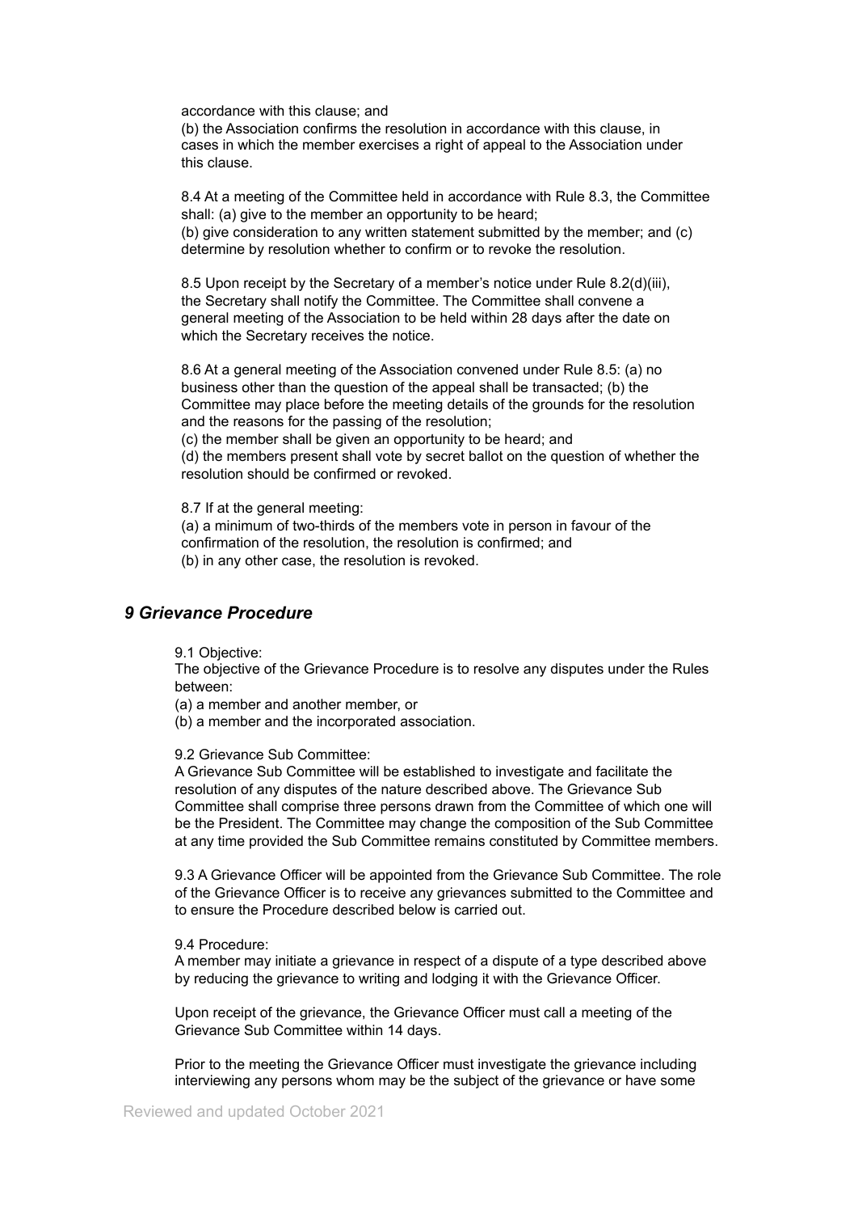accordance with this clause; and

(b) the Association confirms the resolution in accordance with this clause, in cases in which the member exercises a right of appeal to the Association under this clause.

8.4 At a meeting of the Committee held in accordance with Rule 8.3, the Committee shall: (a) give to the member an opportunity to be heard;
(b) give consideration to any written statement submitted by the member; and (c) determine by resolution whether to confirm or to revoke the resolution.

8.5 Upon receipt by the Secretary of a member's notice under Rule 8.2(d)(iii), the Secretary shall notify the Committee. The Committee shall convene a general meeting of the Association to be held within 28 days after the date on which the Secretary receives the notice.

8.6 At a general meeting of the Association convened under Rule 8.5: (a) no business other than the question of the appeal shall be transacted; (b) the Committee may place before the meeting details of the grounds for the resolution and the reasons for the passing of the resolution;
(c) the member shall be given an opportunity to be heard; and
(d) the members present shall vote by secret ballot on the question of whether the resolution should be confirmed or revoked.

8.7 If at the general meeting:
(a) a minimum of two-thirds of the members vote in person in favour of the confirmation of the resolution, the resolution is confirmed; and
(b) in any other case, the resolution is revoked.

## *9 Grievance Procedure*

9.1 Objective:
The objective of the Grievance Procedure is to resolve any disputes under the Rules between:
(a) a member and another member, or
(b) a member and the incorporated association.

9.2 Grievance Sub Committee:
A Grievance Sub Committee will be established to investigate and facilitate the resolution of any disputes of the nature described above. The Grievance Sub Committee shall comprise three persons drawn from the Committee of which one will be the President. The Committee may change the composition of the Sub Committee at any time provided the Sub Committee remains constituted by Committee members.

9.3 A Grievance Officer will be appointed from the Grievance Sub Committee. The role of the Grievance Officer is to receive any grievances submitted to the Committee and to ensure the Procedure described below is carried out.

9.4 Procedure:
A member may initiate a grievance in respect of a dispute of a type described above by reducing the grievance to writing and lodging it with the Grievance Officer.

Upon receipt of the grievance, the Grievance Officer must call a meeting of the Grievance Sub Committee within 14 days.

Prior to the meeting the Grievance Officer must investigate the grievance including interviewing any persons whom may be the subject of the grievance or have some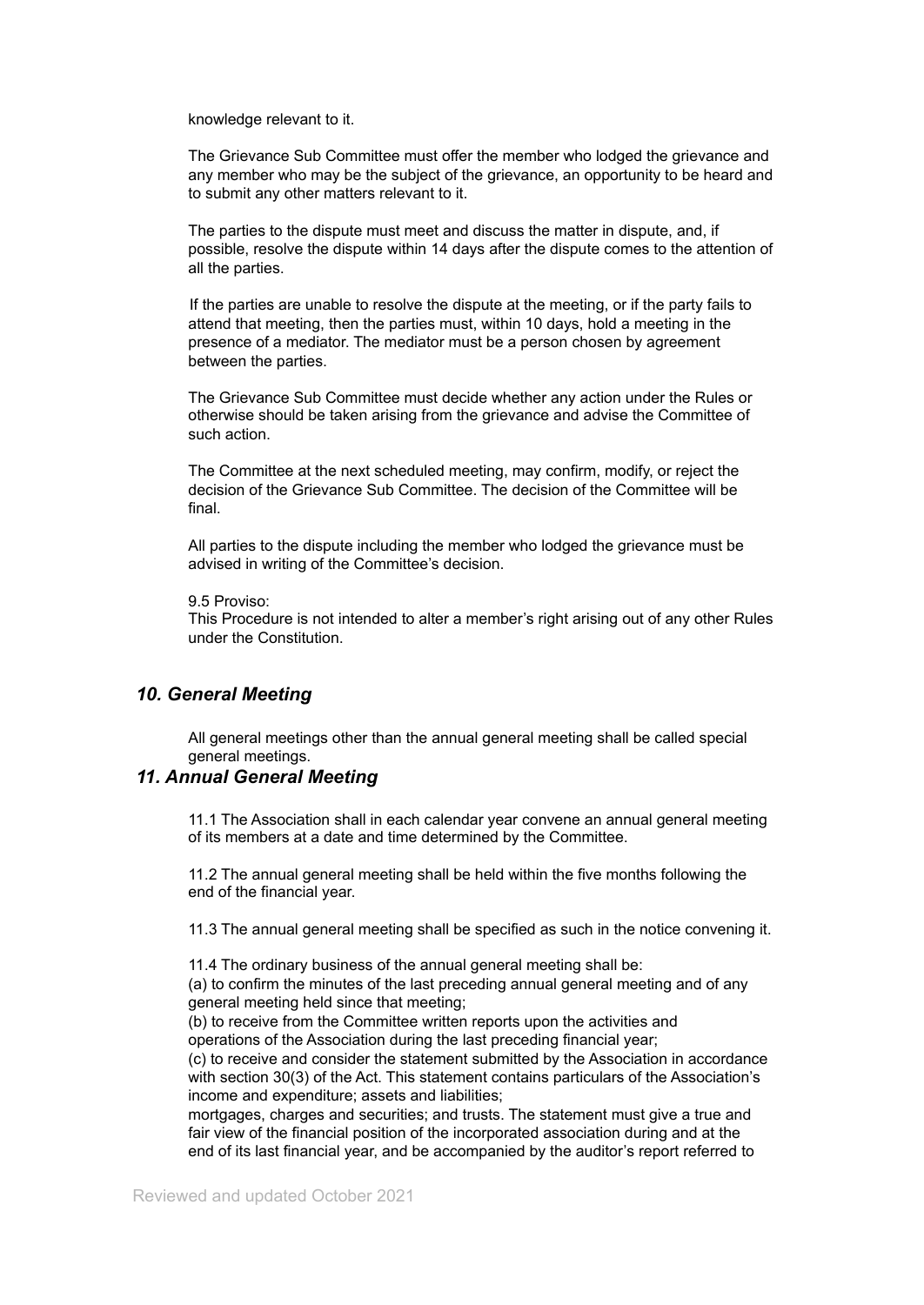knowledge relevant to it.

The Grievance Sub Committee must offer the member who lodged the grievance and any member who may be the subject of the grievance, an opportunity to be heard and to submit any other matters relevant to it.

The parties to the dispute must meet and discuss the matter in dispute, and, if possible, resolve the dispute within 14 days after the dispute comes to the attention of all the parties.

If the parties are unable to resolve the dispute at the meeting, or if the party fails to attend that meeting, then the parties must, within 10 days, hold a meeting in the presence of a mediator. The mediator must be a person chosen by agreement between the parties.

The Grievance Sub Committee must decide whether any action under the Rules or otherwise should be taken arising from the grievance and advise the Committee of such action.

The Committee at the next scheduled meeting, may confirm, modify, or reject the decision of the Grievance Sub Committee. The decision of the Committee will be final.

All parties to the dispute including the member who lodged the grievance must be advised in writing of the Committee's decision.

9.5 Proviso:
This Procedure is not intended to alter a member's right arising out of any other Rules under the Constitution.

## *10. General Meeting*

All general meetings other than the annual general meeting shall be called special general meetings.

## *11. Annual General Meeting*

11.1 The Association shall in each calendar year convene an annual general meeting of its members at a date and time determined by the Committee.

11.2 The annual general meeting shall be held within the five months following the end of the financial year.

11.3 The annual general meeting shall be specified as such in the notice convening it.

11.4 The ordinary business of the annual general meeting shall be:
(a) to confirm the minutes of the last preceding annual general meeting and of any general meeting held since that meeting;
(b) to receive from the Committee written reports upon the activities and operations of the Association during the last preceding financial year;
(c) to receive and consider the statement submitted by the Association in accordance with section 30(3) of the Act. This statement contains particulars of the Association's income and expenditure; assets and liabilities;
mortgages, charges and securities; and trusts. The statement must give a true and fair view of the financial position of the incorporated association during and at the end of its last financial year, and be accompanied by the auditor's report referred to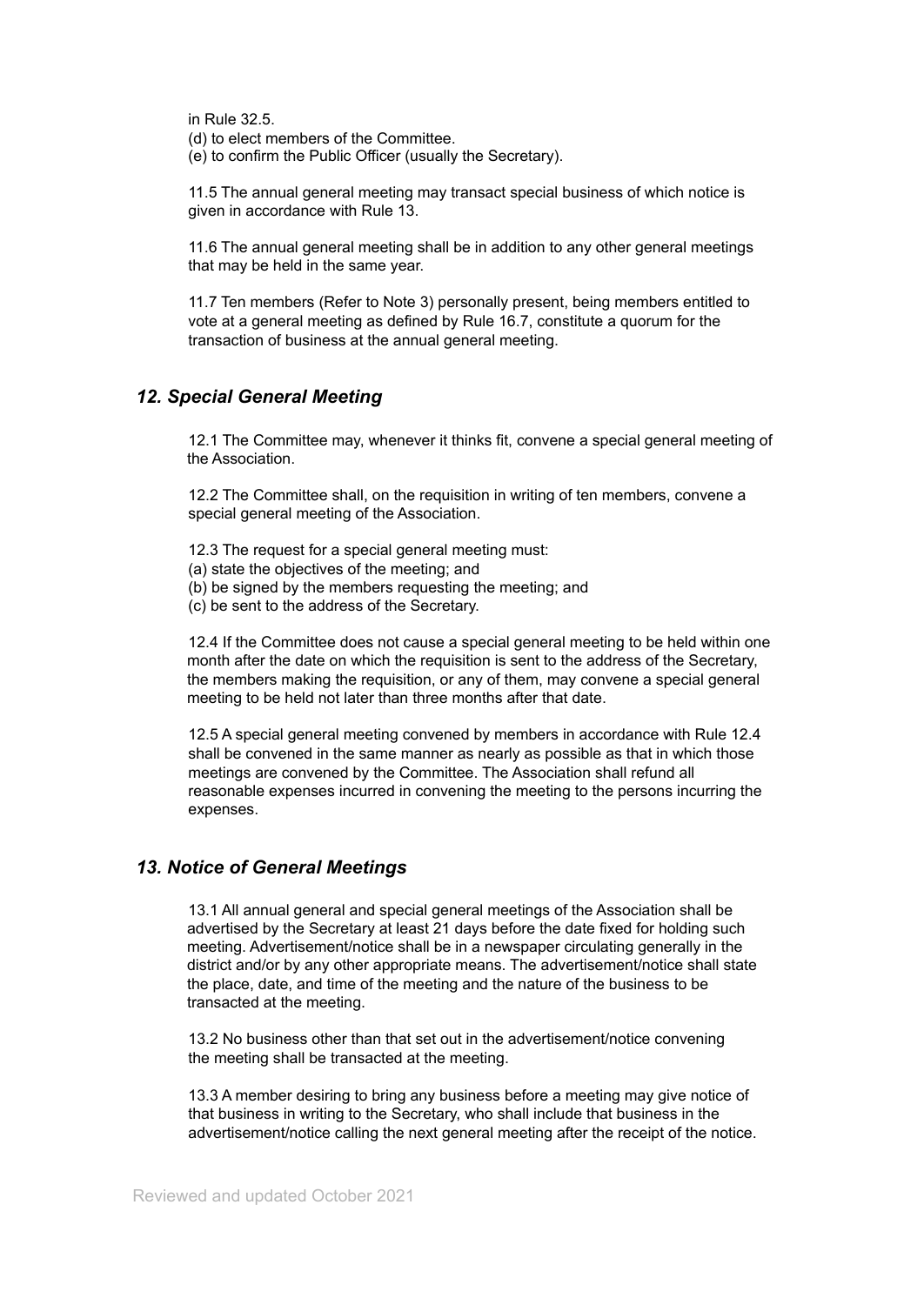in Rule 32.5.

(d) to elect members of the Committee.

(e) to confirm the Public Officer (usually the Secretary).

11.5 The annual general meeting may transact special business of which notice is given in accordance with Rule 13.

11.6 The annual general meeting shall be in addition to any other general meetings that may be held in the same year.

11.7 Ten members (Refer to Note 3) personally present, being members entitled to vote at a general meeting as defined by Rule 16.7, constitute a quorum for the transaction of business at the annual general meeting.

## *12. Special General Meeting*

12.1 The Committee may, whenever it thinks fit, convene a special general meeting of the Association.

12.2 The Committee shall, on the requisition in writing of ten members, convene a special general meeting of the Association.

12.3 The request for a special general meeting must:

(a) state the objectives of the meeting; and

(b) be signed by the members requesting the meeting; and

(c) be sent to the address of the Secretary.

12.4 If the Committee does not cause a special general meeting to be held within one month after the date on which the requisition is sent to the address of the Secretary, the members making the requisition, or any of them, may convene a special general meeting to be held not later than three months after that date.

12.5 A special general meeting convened by members in accordance with Rule 12.4 shall be convened in the same manner as nearly as possible as that in which those meetings are convened by the Committee. The Association shall refund all reasonable expenses incurred in convening the meeting to the persons incurring the expenses.

## *13. Notice of General Meetings*

13.1 All annual general and special general meetings of the Association shall be advertised by the Secretary at least 21 days before the date fixed for holding such meeting. Advertisement/notice shall be in a newspaper circulating generally in the district and/or by any other appropriate means. The advertisement/notice shall state the place, date, and time of the meeting and the nature of the business to be transacted at the meeting.

13.2 No business other than that set out in the advertisement/notice convening the meeting shall be transacted at the meeting.

13.3 A member desiring to bring any business before a meeting may give notice of that business in writing to the Secretary, who shall include that business in the advertisement/notice calling the next general meeting after the receipt of the notice.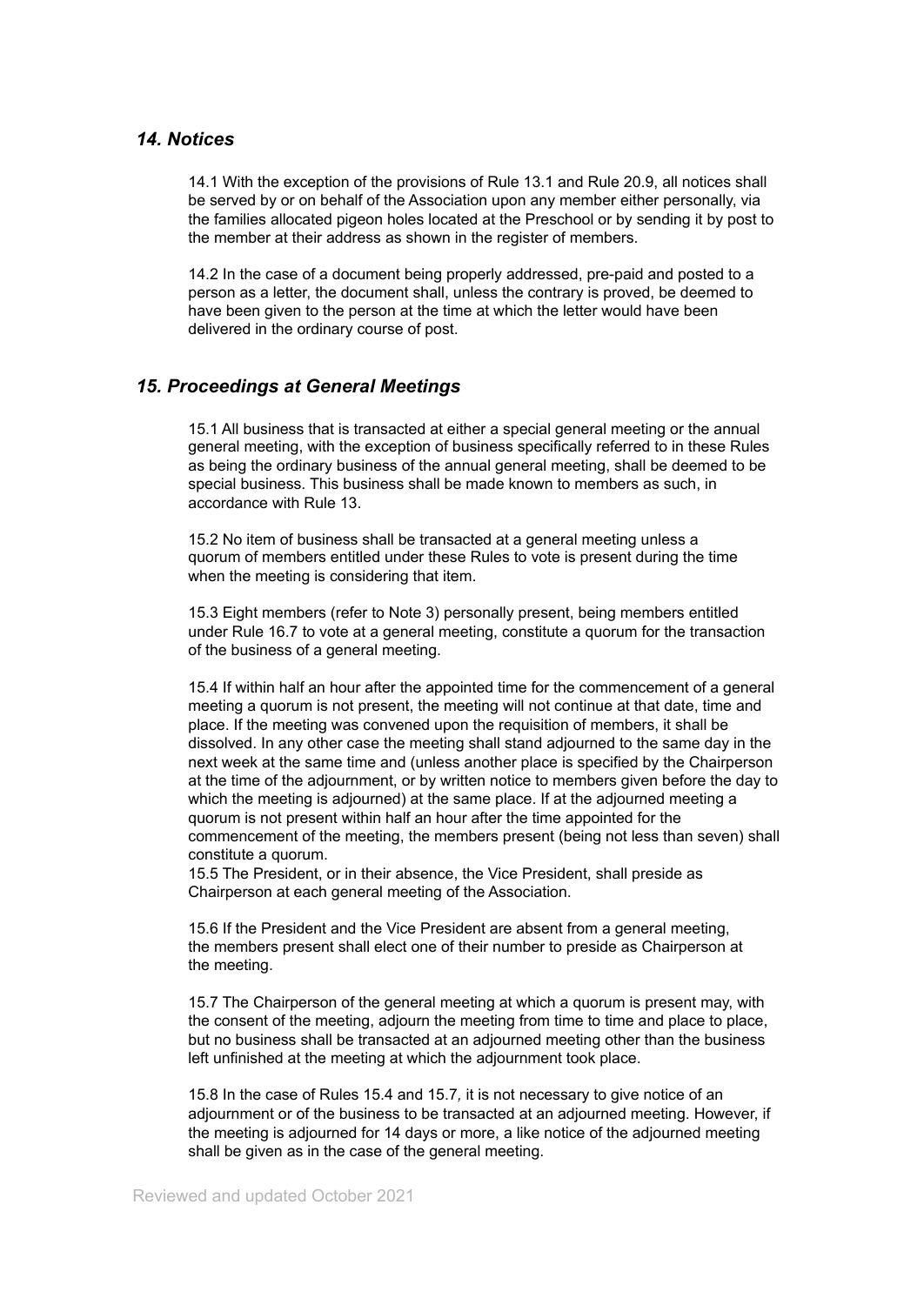## *14. Notices*

14.1 With the exception of the provisions of Rule 13.1 and Rule 20.9, all notices shall be served by or on behalf of the Association upon any member either personally, via the families allocated pigeon holes located at the Preschool or by sending it by post to the member at their address as shown in the register of members.

14.2 In the case of a document being properly addressed, pre-paid and posted to a person as a letter, the document shall, unless the contrary is proved, be deemed to have been given to the person at the time at which the letter would have been delivered in the ordinary course of post.

## *15. Proceedings at General Meetings*

15.1 All business that is transacted at either a special general meeting or the annual general meeting, with the exception of business specifically referred to in these Rules as being the ordinary business of the annual general meeting, shall be deemed to be special business. This business shall be made known to members as such, in accordance with Rule 13.

15.2 No item of business shall be transacted at a general meeting unless a quorum of members entitled under these Rules to vote is present during the time when the meeting is considering that item.

15.3 Eight members (refer to Note 3) personally present, being members entitled under Rule 16.7 to vote at a general meeting, constitute a quorum for the transaction of the business of a general meeting.

15.4 If within half an hour after the appointed time for the commencement of a general meeting a quorum is not present, the meeting will not continue at that date, time and place. If the meeting was convened upon the requisition of members, it shall be dissolved. In any other case the meeting shall stand adjourned to the same day in the next week at the same time and (unless another place is specified by the Chairperson at the time of the adjournment, or by written notice to members given before the day to which the meeting is adjourned) at the same place. If at the adjourned meeting a quorum is not present within half an hour after the time appointed for the commencement of the meeting, the members present (being not less than seven) shall constitute a quorum.

15.5 The President, or in their absence, the Vice President, shall preside as Chairperson at each general meeting of the Association.

15.6 If the President and the Vice President are absent from a general meeting, the members present shall elect one of their number to preside as Chairperson at the meeting.

15.7 The Chairperson of the general meeting at which a quorum is present may, with the consent of the meeting, adjourn the meeting from time to time and place to place, but no business shall be transacted at an adjourned meeting other than the business left unfinished at the meeting at which the adjournment took place.

15.8 In the case of Rules 15.4 and 15.7, it is not necessary to give notice of an adjournment or of the business to be transacted at an adjourned meeting. However, if the meeting is adjourned for 14 days or more, a like notice of the adjourned meeting shall be given as in the case of the general meeting.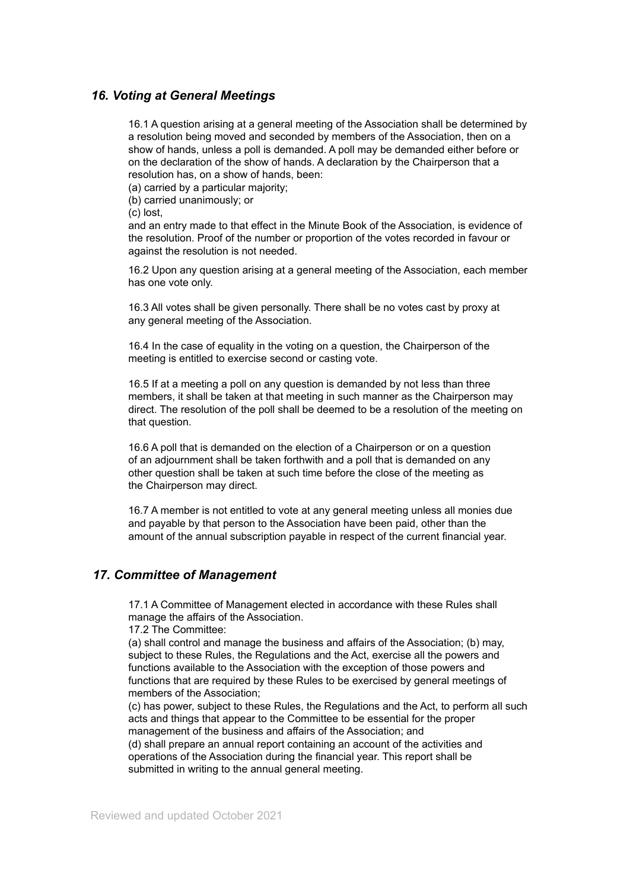## *16. Voting at General Meetings*

16.1 A question arising at a general meeting of the Association shall be determined by a resolution being moved and seconded by members of the Association, then on a show of hands, unless a poll is demanded. A poll may be demanded either before or on the declaration of the show of hands. A declaration by the Chairperson that a resolution has, on a show of hands, been:

(a) carried by a particular majority;
(b) carried unanimously; or
(c) lost,

and an entry made to that effect in the Minute Book of the Association, is evidence of the resolution. Proof of the number or proportion of the votes recorded in favour or against the resolution is not needed.

16.2 Upon any question arising at a general meeting of the Association, each member has one vote only.

16.3 All votes shall be given personally. There shall be no votes cast by proxy at any general meeting of the Association.

16.4 In the case of equality in the voting on a question, the Chairperson of the meeting is entitled to exercise second or casting vote.

16.5 If at a meeting a poll on any question is demanded by not less than three members, it shall be taken at that meeting in such manner as the Chairperson may direct. The resolution of the poll shall be deemed to be a resolution of the meeting on that question.

16.6 A poll that is demanded on the election of a Chairperson or on a question of an adjournment shall be taken forthwith and a poll that is demanded on any other question shall be taken at such time before the close of the meeting as the Chairperson may direct.

16.7 A member is not entitled to vote at any general meeting unless all monies due and payable by that person to the Association have been paid, other than the amount of the annual subscription payable in respect of the current financial year.

## *17. Committee of Management*

17.1 A Committee of Management elected in accordance with these Rules shall manage the affairs of the Association.

17.2 The Committee:

(a) shall control and manage the business and affairs of the Association; (b) may, subject to these Rules, the Regulations and the Act, exercise all the powers and functions available to the Association with the exception of those powers and functions that are required by these Rules to be exercised by general meetings of members of the Association;

(c) has power, subject to these Rules, the Regulations and the Act, to perform all such acts and things that appear to the Committee to be essential for the proper management of the business and affairs of the Association; and

(d) shall prepare an annual report containing an account of the activities and operations of the Association during the financial year. This report shall be submitted in writing to the annual general meeting.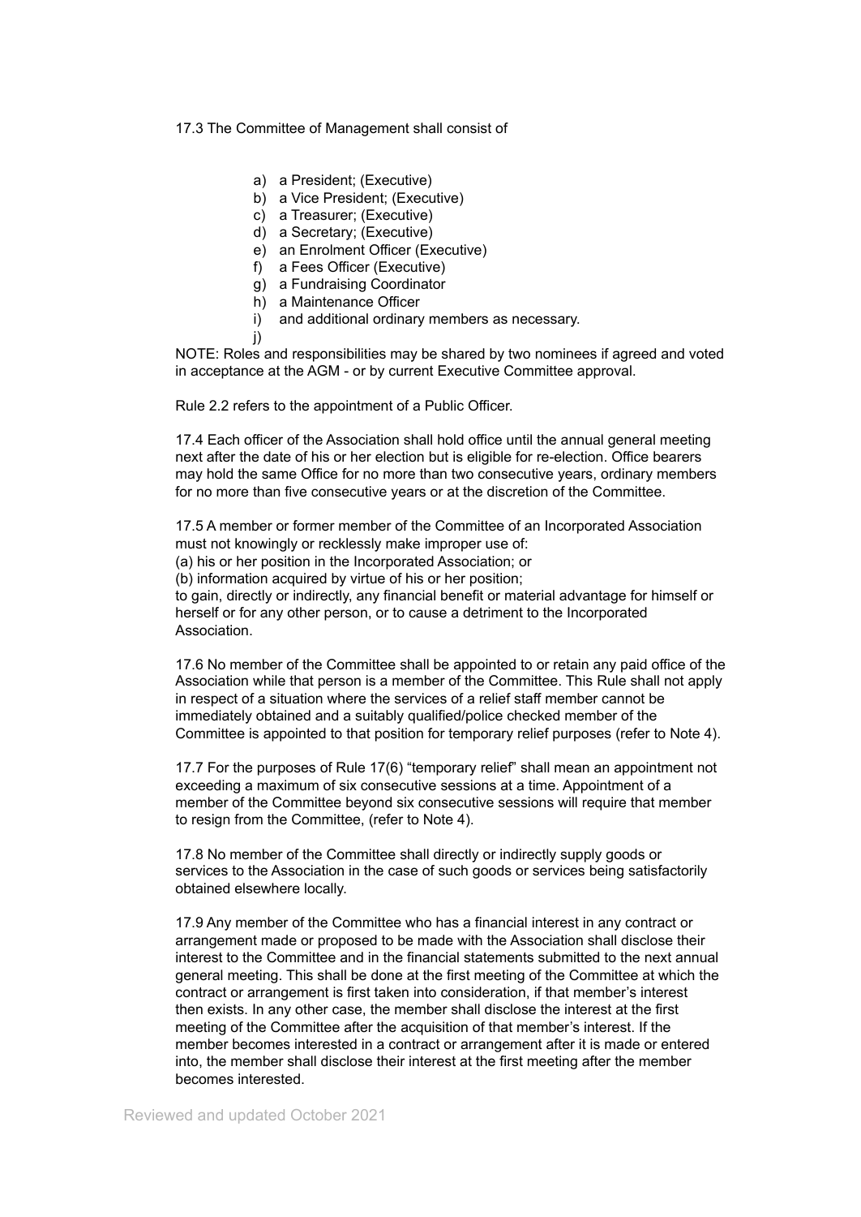17.3 The Committee of Management shall consist of

a) a President; (Executive)
b) a Vice President; (Executive)
c) a Treasurer; (Executive)
d) a Secretary; (Executive)
e) an Enrolment Officer (Executive)
f) a Fees Officer (Executive)
g) a Fundraising Coordinator
h) a Maintenance Officer
i) and additional ordinary members as necessary.
j)

NOTE: Roles and responsibilities may be shared by two nominees if agreed and voted in acceptance at the AGM - or by current Executive Committee approval.

Rule 2.2 refers to the appointment of a Public Officer.

17.4 Each officer of the Association shall hold office until the annual general meeting next after the date of his or her election but is eligible for re-election. Office bearers may hold the same Office for no more than two consecutive years, ordinary members for no more than five consecutive years or at the discretion of the Committee.

17.5 A member or former member of the Committee of an Incorporated Association must not knowingly or recklessly make improper use of:
(a) his or her position in the Incorporated Association; or
(b) information acquired by virtue of his or her position;
to gain, directly or indirectly, any financial benefit or material advantage for himself or herself or for any other person, or to cause a detriment to the Incorporated Association.

17.6 No member of the Committee shall be appointed to or retain any paid office of the Association while that person is a member of the Committee. This Rule shall not apply in respect of a situation where the services of a relief staff member cannot be immediately obtained and a suitably qualified/police checked member of the Committee is appointed to that position for temporary relief purposes (refer to Note 4).

17.7 For the purposes of Rule 17(6) "temporary relief" shall mean an appointment not exceeding a maximum of six consecutive sessions at a time. Appointment of a member of the Committee beyond six consecutive sessions will require that member to resign from the Committee, (refer to Note 4).

17.8 No member of the Committee shall directly or indirectly supply goods or services to the Association in the case of such goods or services being satisfactorily obtained elsewhere locally.

17.9 Any member of the Committee who has a financial interest in any contract or arrangement made or proposed to be made with the Association shall disclose their interest to the Committee and in the financial statements submitted to the next annual general meeting. This shall be done at the first meeting of the Committee at which the contract or arrangement is first taken into consideration, if that member's interest then exists. In any other case, the member shall disclose the interest at the first meeting of the Committee after the acquisition of that member's interest. If the member becomes interested in a contract or arrangement after it is made or entered into, the member shall disclose their interest at the first meeting after the member becomes interested.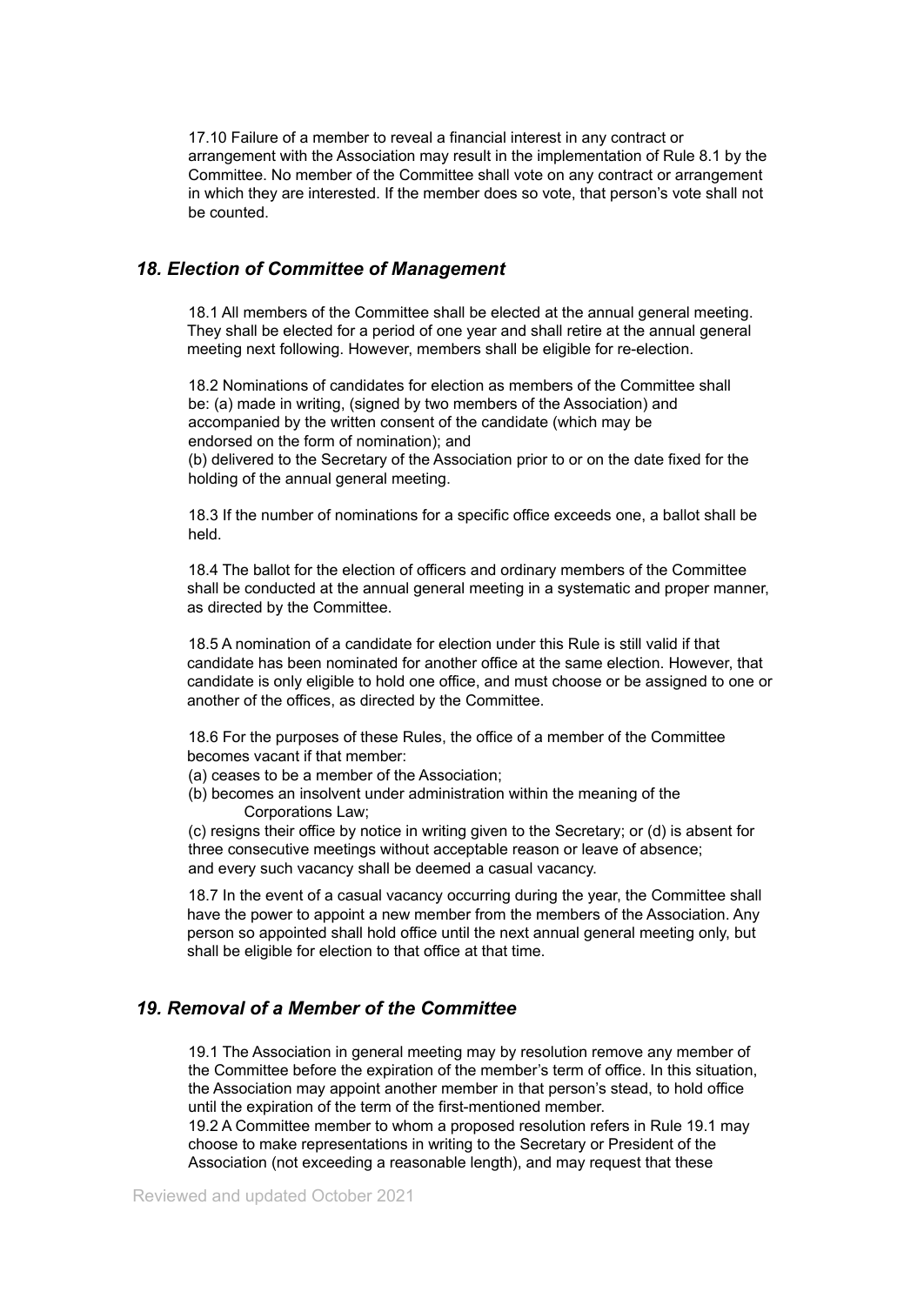17.10 Failure of a member to reveal a financial interest in any contract or arrangement with the Association may result in the implementation of Rule 8.1 by the Committee. No member of the Committee shall vote on any contract or arrangement in which they are interested. If the member does so vote, that person's vote shall not be counted.

## *18. Election of Committee of Management*

18.1 All members of the Committee shall be elected at the annual general meeting. They shall be elected for a period of one year and shall retire at the annual general meeting next following. However, members shall be eligible for re-election.

18.2 Nominations of candidates for election as members of the Committee shall be: (a) made in writing, (signed by two members of the Association) and accompanied by the written consent of the candidate (which may be endorsed on the form of nomination); and
(b) delivered to the Secretary of the Association prior to or on the date fixed for the holding of the annual general meeting.

18.3 If the number of nominations for a specific office exceeds one, a ballot shall be held.

18.4 The ballot for the election of officers and ordinary members of the Committee shall be conducted at the annual general meeting in a systematic and proper manner, as directed by the Committee.

18.5 A nomination of a candidate for election under this Rule is still valid if that candidate has been nominated for another office at the same election. However, that candidate is only eligible to hold one office, and must choose or be assigned to one or another of the offices, as directed by the Committee.

18.6 For the purposes of these Rules, the office of a member of the Committee becomes vacant if that member:
(a) ceases to be a member of the Association;
(b) becomes an insolvent under administration within the meaning of the Corporations Law;
(c) resigns their office by notice in writing given to the Secretary; or (d) is absent for three consecutive meetings without acceptable reason or leave of absence;
and every such vacancy shall be deemed a casual vacancy.

18.7 In the event of a casual vacancy occurring during the year, the Committee shall have the power to appoint a new member from the members of the Association. Any person so appointed shall hold office until the next annual general meeting only, but shall be eligible for election to that office at that time.

## *19. Removal of a Member of the Committee*

19.1 The Association in general meeting may by resolution remove any member of the Committee before the expiration of the member's term of office. In this situation, the Association may appoint another member in that person's stead, to hold office until the expiration of the term of the first-mentioned member.
19.2 A Committee member to whom a proposed resolution refers in Rule 19.1 may choose to make representations in writing to the Secretary or President of the Association (not exceeding a reasonable length), and may request that these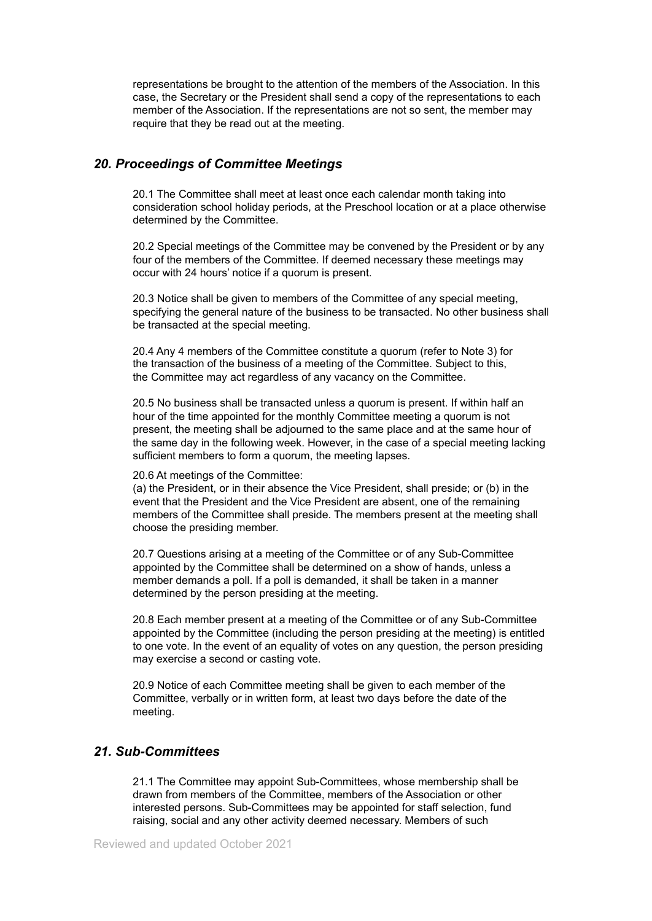representations be brought to the attention of the members of the Association. In this case, the Secretary or the President shall send a copy of the representations to each member of the Association. If the representations are not so sent, the member may require that they be read out at the meeting.

## *20. Proceedings of Committee Meetings*

20.1 The Committee shall meet at least once each calendar month taking into consideration school holiday periods, at the Preschool location or at a place otherwise determined by the Committee.

20.2 Special meetings of the Committee may be convened by the President or by any four of the members of the Committee. If deemed necessary these meetings may occur with 24 hours' notice if a quorum is present.

20.3 Notice shall be given to members of the Committee of any special meeting, specifying the general nature of the business to be transacted. No other business shall be transacted at the special meeting.

20.4 Any 4 members of the Committee constitute a quorum (refer to Note 3) for the transaction of the business of a meeting of the Committee. Subject to this, the Committee may act regardless of any vacancy on the Committee.

20.5 No business shall be transacted unless a quorum is present. If within half an hour of the time appointed for the monthly Committee meeting a quorum is not present, the meeting shall be adjourned to the same place and at the same hour of the same day in the following week. However, in the case of a special meeting lacking sufficient members to form a quorum, the meeting lapses.

20.6 At meetings of the Committee:
(a) the President, or in their absence the Vice President, shall preside; or (b) in the event that the President and the Vice President are absent, one of the remaining members of the Committee shall preside. The members present at the meeting shall choose the presiding member.

20.7 Questions arising at a meeting of the Committee or of any Sub-Committee appointed by the Committee shall be determined on a show of hands, unless a member demands a poll. If a poll is demanded, it shall be taken in a manner determined by the person presiding at the meeting.

20.8 Each member present at a meeting of the Committee or of any Sub-Committee appointed by the Committee (including the person presiding at the meeting) is entitled to one vote. In the event of an equality of votes on any question, the person presiding may exercise a second or casting vote.

20.9 Notice of each Committee meeting shall be given to each member of the Committee, verbally or in written form, at least two days before the date of the meeting.

## *21. Sub-Committees*

21.1 The Committee may appoint Sub-Committees, whose membership shall be drawn from members of the Committee, members of the Association or other interested persons. Sub-Committees may be appointed for staff selection, fund raising, social and any other activity deemed necessary. Members of such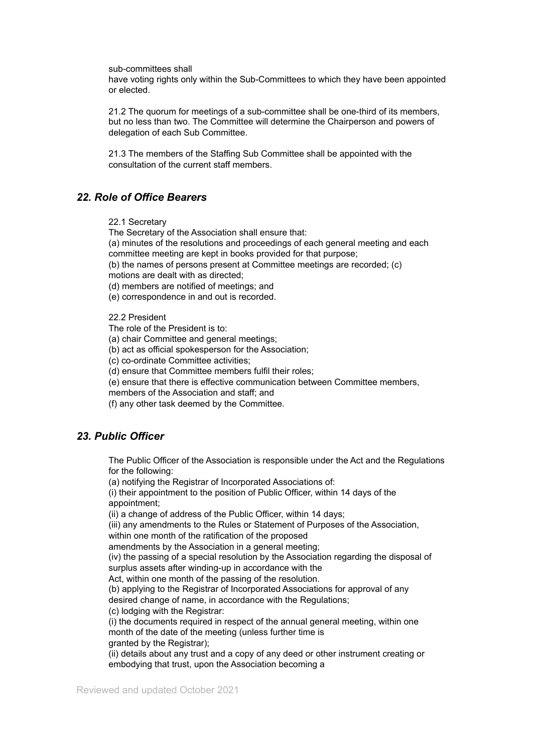sub-committees shall
have voting rights only within the Sub-Committees to which they have been appointed or elected.

21.2 The quorum for meetings of a sub-committee shall be one-third of its members, but no less than two. The Committee will determine the Chairperson and powers of delegation of each Sub Committee.

21.3 The members of the Staffing Sub Committee shall be appointed with the consultation of the current staff members.

## *22. Role of Office Bearers*

22.1 Secretary

The Secretary of the Association shall ensure that:

(a) minutes of the resolutions and proceedings of each general meeting and each committee meeting are kept in books provided for that purpose;

(b) the names of persons present at Committee meetings are recorded; (c) motions are dealt with as directed;

(d) members are notified of meetings; and

(e) correspondence in and out is recorded.

22.2 President

The role of the President is to:

(a) chair Committee and general meetings;

(b) act as official spokesperson for the Association;

(c) co-ordinate Committee activities;

(d) ensure that Committee members fulfil their roles;

(e) ensure that there is effective communication between Committee members, members of the Association and staff; and

(f) any other task deemed by the Committee.

## *23. Public Officer*

The Public Officer of the Association is responsible under the Act and the Regulations for the following:

(a) notifying the Registrar of Incorporated Associations of:

(i) their appointment to the position of Public Officer, within 14 days of the appointment;

(ii) a change of address of the Public Officer, within 14 days;

(iii) any amendments to the Rules or Statement of Purposes of the Association, within one month of the ratification of the proposed amendments by the Association in a general meeting;

(iv) the passing of a special resolution by the Association regarding the disposal of surplus assets after winding-up in accordance with the Act, within one month of the passing of the resolution.

(b) applying to the Registrar of Incorporated Associations for approval of any desired change of name, in accordance with the Regulations;

(c) lodging with the Registrar:

(i) the documents required in respect of the annual general meeting, within one month of the date of the meeting (unless further time is granted by the Registrar);

(ii) details about any trust and a copy of any deed or other instrument creating or embodying that trust, upon the Association becoming a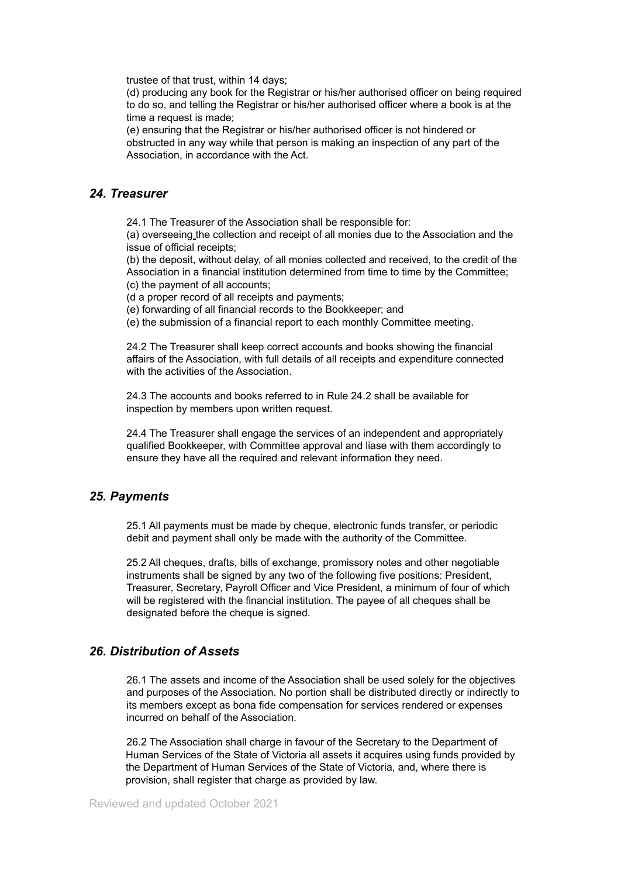trustee of that trust, within 14 days;

(d) producing any book for the Registrar or his/her authorised officer on being required to do so, and telling the Registrar or his/her authorised officer where a book is at the time a request is made;

(e) ensuring that the Registrar or his/her authorised officer is not hindered or obstructed in any way while that person is making an inspection of any part of the Association, in accordance with the Act.

## *24. Treasurer*

24.1 The Treasurer of the Association shall be responsible for:

(a) overseeing the collection and receipt of all monies due to the Association and the issue of official receipts;

(b) the deposit, without delay, of all monies collected and received, to the credit of the Association in a financial institution determined from time to time by the Committee;

(c) the payment of all accounts;

(d a proper record of all receipts and payments;

(e) forwarding of all financial records to the Bookkeeper; and

(e) the submission of a financial report to each monthly Committee meeting.

24.2 The Treasurer shall keep correct accounts and books showing the financial affairs of the Association, with full details of all receipts and expenditure connected with the activities of the Association.

24.3 The accounts and books referred to in Rule 24.2 shall be available for inspection by members upon written request.

24.4 The Treasurer shall engage the services of an independent and appropriately qualified Bookkeeper, with Committee approval and liase with them accordingly to ensure they have all the required and relevant information they need.

## *25. Payments*

25.1 All payments must be made by cheque, electronic funds transfer, or periodic debit and payment shall only be made with the authority of the Committee.

25.2 All cheques, drafts, bills of exchange, promissory notes and other negotiable instruments shall be signed by any two of the following five positions: President, Treasurer, Secretary, Payroll Officer and Vice President, a minimum of four of which will be registered with the financial institution. The payee of all cheques shall be designated before the cheque is signed.

## *26. Distribution of Assets*

26.1 The assets and income of the Association shall be used solely for the objectives and purposes of the Association. No portion shall be distributed directly or indirectly to its members except as bona fide compensation for services rendered or expenses incurred on behalf of the Association.

26.2 The Association shall charge in favour of the Secretary to the Department of Human Services of the State of Victoria all assets it acquires using funds provided by the Department of Human Services of the State of Victoria, and, where there is provision, shall register that charge as provided by law.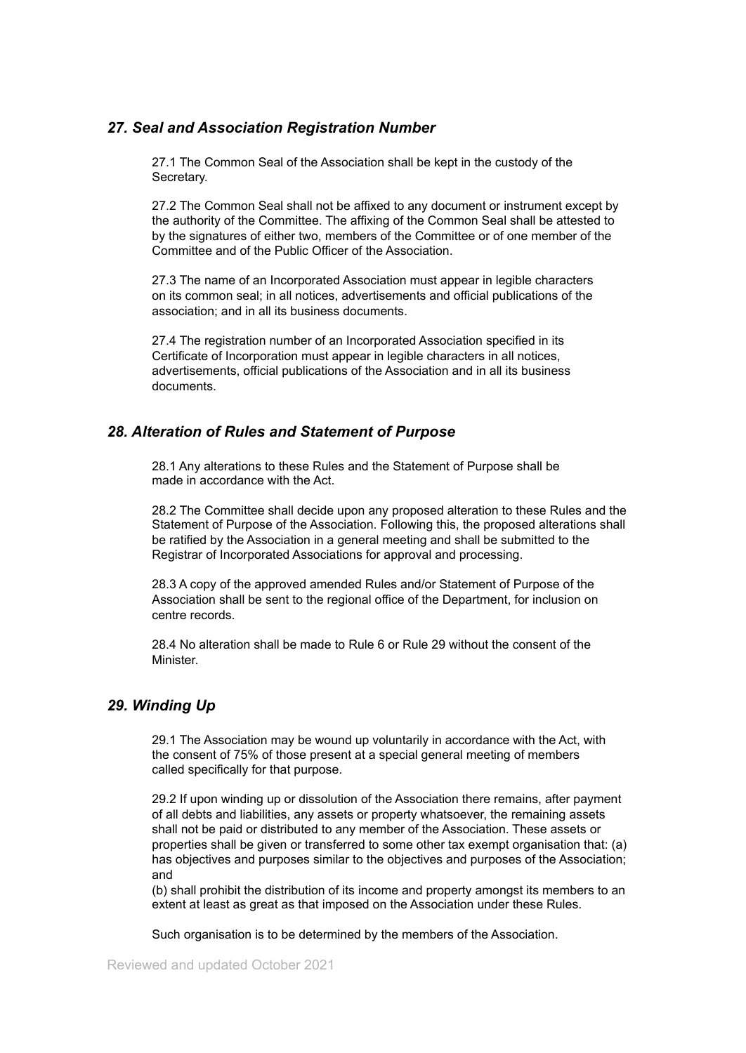## *27. Seal and Association Registration Number*

27.1 The Common Seal of the Association shall be kept in the custody of the Secretary.

27.2 The Common Seal shall not be affixed to any document or instrument except by the authority of the Committee. The affixing of the Common Seal shall be attested to by the signatures of either two, members of the Committee or of one member of the Committee and of the Public Officer of the Association.

27.3 The name of an Incorporated Association must appear in legible characters on its common seal; in all notices, advertisements and official publications of the association; and in all its business documents.

27.4 The registration number of an Incorporated Association specified in its Certificate of Incorporation must appear in legible characters in all notices, advertisements, official publications of the Association and in all its business documents.

## *28. Alteration of Rules and Statement of Purpose*

28.1 Any alterations to these Rules and the Statement of Purpose shall be made in accordance with the Act.

28.2 The Committee shall decide upon any proposed alteration to these Rules and the Statement of Purpose of the Association. Following this, the proposed alterations shall be ratified by the Association in a general meeting and shall be submitted to the Registrar of Incorporated Associations for approval and processing.

28.3 A copy of the approved amended Rules and/or Statement of Purpose of the Association shall be sent to the regional office of the Department, for inclusion on centre records.

28.4 No alteration shall be made to Rule 6 or Rule 29 without the consent of the Minister.

## *29. Winding Up*

29.1 The Association may be wound up voluntarily in accordance with the Act, with the consent of 75% of those present at a special general meeting of members called specifically for that purpose.

29.2 If upon winding up or dissolution of the Association there remains, after payment of all debts and liabilities, any assets or property whatsoever, the remaining assets shall not be paid or distributed to any member of the Association. These assets or properties shall be given or transferred to some other tax exempt organisation that: (a) has objectives and purposes similar to the objectives and purposes of the Association; and

(b) shall prohibit the distribution of its income and property amongst its members to an extent at least as great as that imposed on the Association under these Rules.

Such organisation is to be determined by the members of the Association.

Reviewed and updated October 2021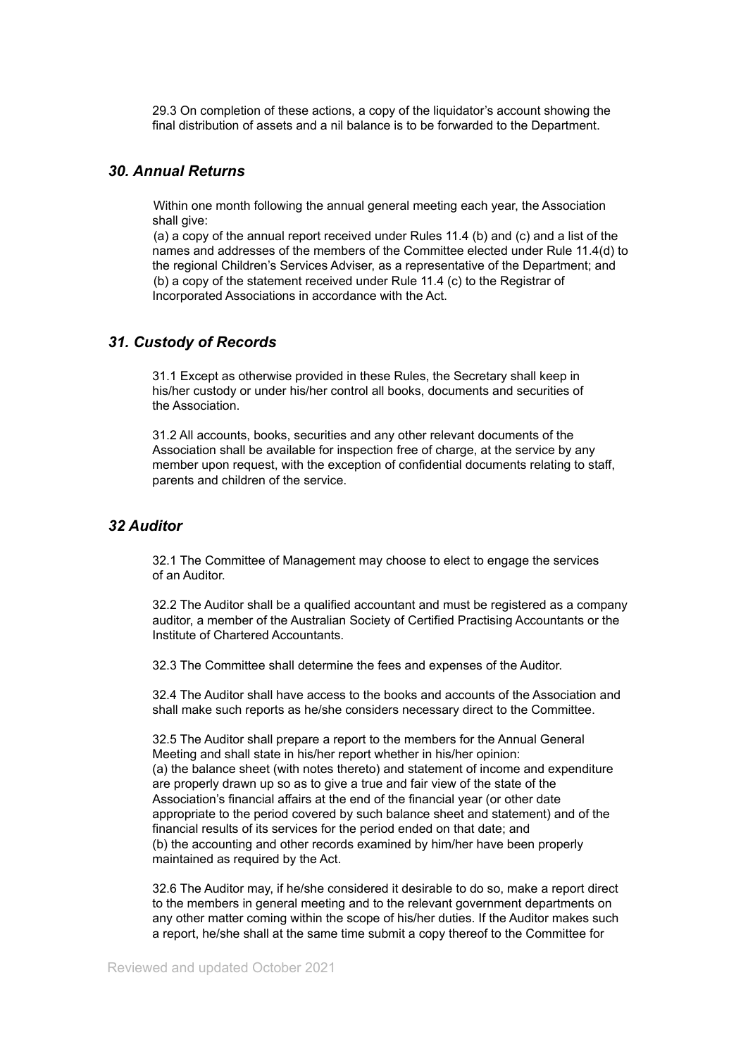29.3 On completion of these actions, a copy of the liquidator's account showing the final distribution of assets and a nil balance is to be forwarded to the Department.

### *30. Annual Returns*

Within one month following the annual general meeting each year, the Association shall give:

(a) a copy of the annual report received under Rules 11.4 (b) and (c) and a list of the names and addresses of the members of the Committee elected under Rule 11.4(d) to the regional Children's Services Adviser, as a representative of the Department; and
(b) a copy of the statement received under Rule 11.4 (c) to the Registrar of Incorporated Associations in accordance with the Act.

### *31. Custody of Records*

31.1 Except as otherwise provided in these Rules, the Secretary shall keep in his/her custody or under his/her control all books, documents and securities of the Association.

31.2 All accounts, books, securities and any other relevant documents of the Association shall be available for inspection free of charge, at the service by any member upon request, with the exception of confidential documents relating to staff, parents and children of the service.

### *32 Auditor*

32.1 The Committee of Management may choose to elect to engage the services of an Auditor.

32.2 The Auditor shall be a qualified accountant and must be registered as a company auditor, a member of the Australian Society of Certified Practising Accountants or the Institute of Chartered Accountants.

32.3 The Committee shall determine the fees and expenses of the Auditor.

32.4 The Auditor shall have access to the books and accounts of the Association and shall make such reports as he/she considers necessary direct to the Committee.

32.5 The Auditor shall prepare a report to the members for the Annual General Meeting and shall state in his/her report whether in his/her opinion:
(a) the balance sheet (with notes thereto) and statement of income and expenditure are properly drawn up so as to give a true and fair view of the state of the Association's financial affairs at the end of the financial year (or other date appropriate to the period covered by such balance sheet and statement) and of the financial results of its services for the period ended on that date; and
(b) the accounting and other records examined by him/her have been properly maintained as required by the Act.

32.6 The Auditor may, if he/she considered it desirable to do so, make a report direct to the members in general meeting and to the relevant government departments on any other matter coming within the scope of his/her duties. If the Auditor makes such a report, he/she shall at the same time submit a copy thereof to the Committee for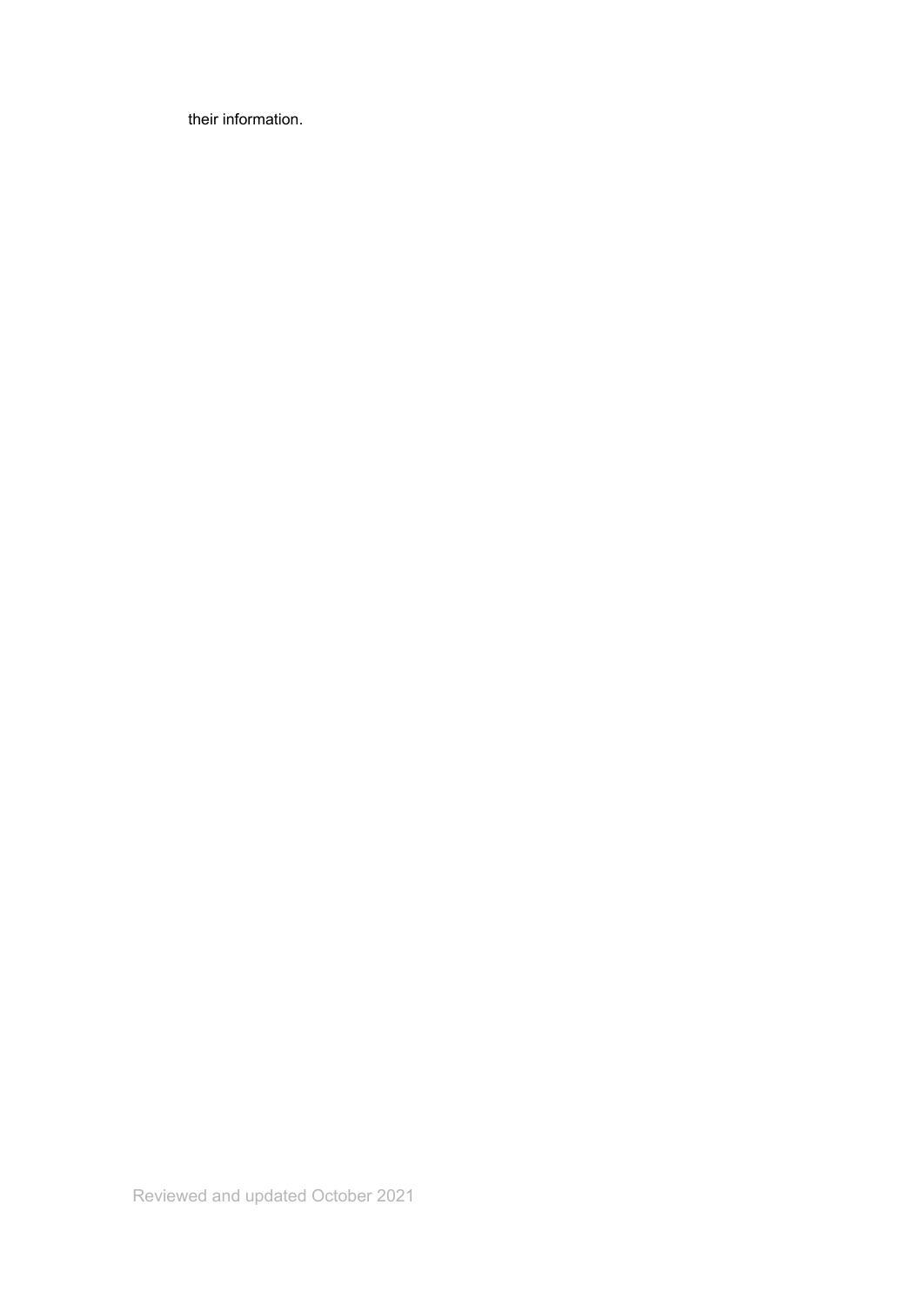their information.

Reviewed and updated October 2021